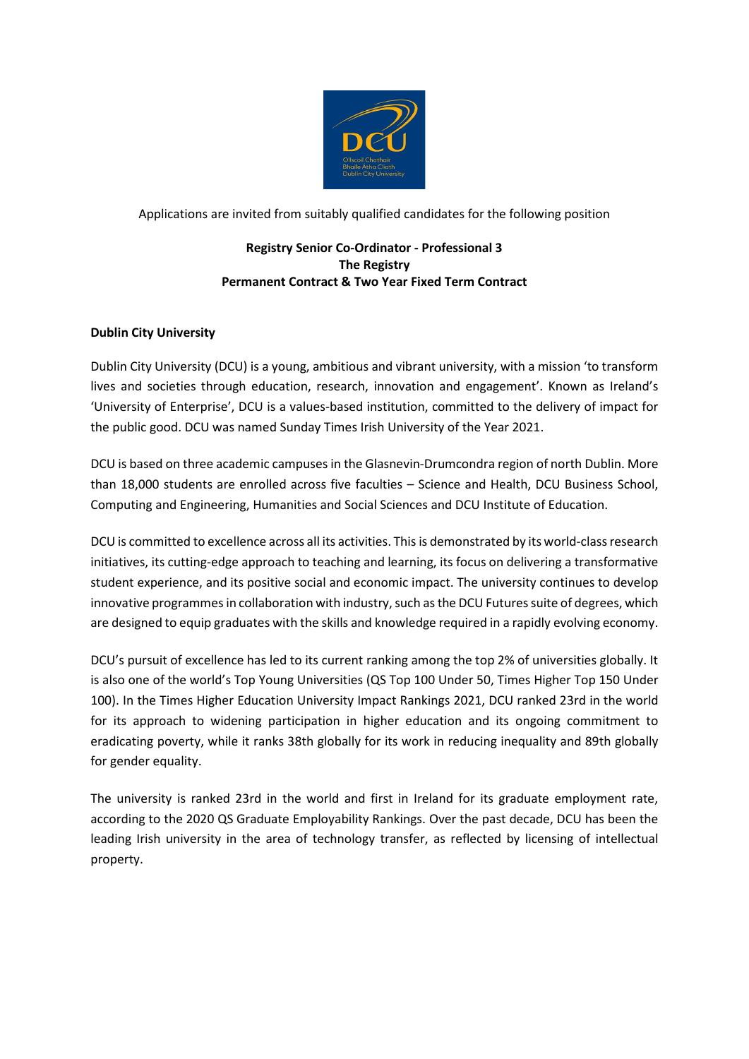Applications are invited from suitably qualified candidates for the following position

**Registry Senior Co-Ordinator - Professional 3**
**The Registry**
**Permanent Contract & Two Year Fixed Term Contract**

## Dublin City University

Dublin City University (DCU) is a young, ambitious and vibrant university, with a mission 'to transform lives and societies through education, research, innovation and engagement'. Known as Ireland's 'University of Enterprise', DCU is a values-based institution, committed to the delivery of impact for the public good. DCU was named Sunday Times Irish University of the Year 2021.

DCU is based on three academic campuses in the Glasnevin-Drumcondra region of north Dublin. More than 18,000 students are enrolled across five faculties – Science and Health, DCU Business School, Computing and Engineering, Humanities and Social Sciences and DCU Institute of Education.

DCU is committed to excellence across all its activities. This is demonstrated by its world-class research initiatives, its cutting-edge approach to teaching and learning, its focus on delivering a transformative student experience, and its positive social and economic impact. The university continues to develop innovative programmes in collaboration with industry, such as the DCU Futures suite of degrees, which are designed to equip graduates with the skills and knowledge required in a rapidly evolving economy.

DCU's pursuit of excellence has led to its current ranking among the top 2% of universities globally. It is also one of the world's Top Young Universities (QS Top 100 Under 50, Times Higher Top 150 Under 100). In the Times Higher Education University Impact Rankings 2021, DCU ranked 23rd in the world for its approach to widening participation in higher education and its ongoing commitment to eradicating poverty, while it ranks 38th globally for its work in reducing inequality and 89th globally for gender equality.

The university is ranked 23rd in the world and first in Ireland for its graduate employment rate, according to the 2020 QS Graduate Employability Rankings. Over the past decade, DCU has been the leading Irish university in the area of technology transfer, as reflected by licensing of intellectual property.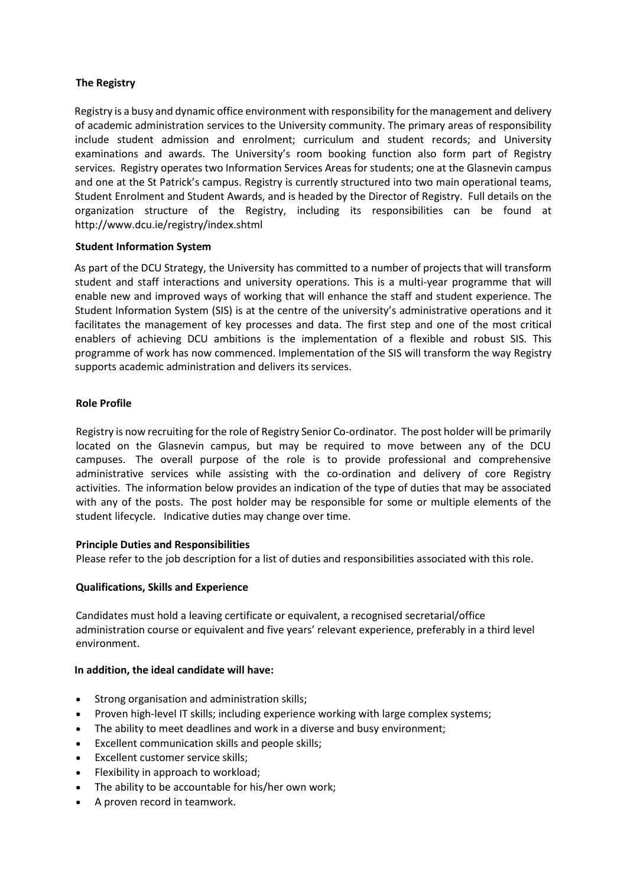## The Registry

Registry is a busy and dynamic office environment with responsibility for the management and delivery of academic administration services to the University community. The primary areas of responsibility include student admission and enrolment; curriculum and student records; and University examinations and awards. The University's room booking function also form part of Registry services. Registry operates two Information Services Areas for students; one at the Glasnevin campus and one at the St Patrick's campus. Registry is currently structured into two main operational teams, Student Enrolment and Student Awards, and is headed by the Director of Registry. Full details on the organization structure of the Registry, including its responsibilities can be found at http://www.dcu.ie/registry/index.shtml

## Student Information System

As part of the DCU Strategy, the University has committed to a number of projects that will transform student and staff interactions and university operations. This is a multi-year programme that will enable new and improved ways of working that will enhance the staff and student experience. The Student Information System (SIS) is at the centre of the university's administrative operations and it facilitates the management of key processes and data. The first step and one of the most critical enablers of achieving DCU ambitions is the implementation of a flexible and robust SIS. This programme of work has now commenced. Implementation of the SIS will transform the way Registry supports academic administration and delivers its services.

## Role Profile

Registry is now recruiting for the role of Registry Senior Co-ordinator. The post holder will be primarily located on the Glasnevin campus, but may be required to move between any of the DCU campuses. The overall purpose of the role is to provide professional and comprehensive administrative services while assisting with the co-ordination and delivery of core Registry activities. The information below provides an indication of the type of duties that may be associated with any of the posts. The post holder may be responsible for some or multiple elements of the student lifecycle. Indicative duties may change over time.

## Principle Duties and Responsibilities

Please refer to the job description for a list of duties and responsibilities associated with this role.

## Qualifications, Skills and Experience

Candidates must hold a leaving certificate or equivalent, a recognised secretarial/office administration course or equivalent and five years' relevant experience, preferably in a third level environment.

**In addition, the ideal candidate will have:**

- Strong organisation and administration skills;
- Proven high-level IT skills; including experience working with large complex systems;
- The ability to meet deadlines and work in a diverse and busy environment;
- Excellent communication skills and people skills;
- Excellent customer service skills;
- Flexibility in approach to workload;
- The ability to be accountable for his/her own work;
- A proven record in teamwork.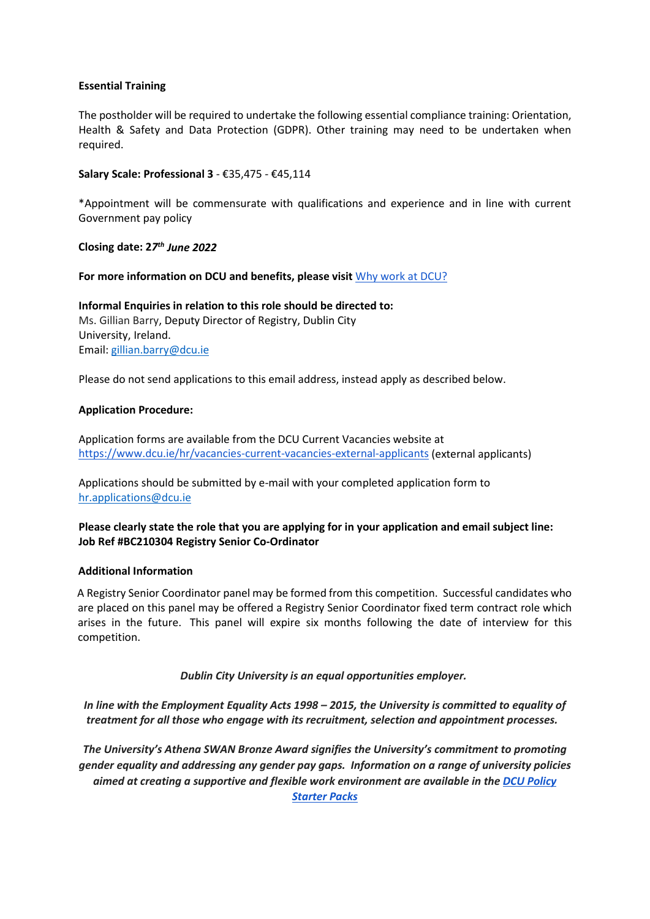**Essential Training**

The postholder will be required to undertake the following essential compliance training: Orientation, Health & Safety and Data Protection (GDPR). Other training may need to be undertaken when required.

**Salary Scale: Professional 3** - €35,475 - €45,114

*Appointment will be commensurate with qualifications and experience and in line with current Government pay policy

**Closing date: 27th *June 2022***

**For more information on DCU and benefits, please visit** [Why work at DCU?](Why work at DCU?)

**Informal Enquiries in relation to this role should be directed to:**
Ms. Gillian Barry, Deputy Director of Registry, Dublin City University, Ireland.
Email: [gillian.barry@dcu.ie](mailto:gillian.barry@dcu.ie)

Please do not send applications to this email address, instead apply as described below.

**Application Procedure:**

Application forms are available from the DCU Current Vacancies website at https://www.dcu.ie/hr/vacancies-current-vacancies-external-applicants (external applicants)

Applications should be submitted by e-mail with your completed application form to [hr.applications@dcu.ie](mailto:hr.applications@dcu.ie)

**Please clearly state the role that you are applying for in your application and email subject line: Job Ref #BC210304 Registry Senior Co-Ordinator**

**Additional Information**

A Registry Senior Coordinator panel may be formed from this competition. Successful candidates who are placed on this panel may be offered a Registry Senior Coordinator fixed term contract role which arises in the future. This panel will expire six months following the date of interview for this competition.

***Dublin City University is an equal opportunities employer.***

***In line with the Employment Equality Acts 1998 – 2015, the University is committed to equality of treatment for all those who engage with its recruitment, selection and appointment processes.***

***The University's Athena SWAN Bronze Award signifies the University's commitment to promoting gender equality and addressing any gender pay gaps. Information on a range of university policies aimed at creating a supportive and flexible work environment are available in the [DCU Policy Starter Packs](DCU Policy Starter Packs)***